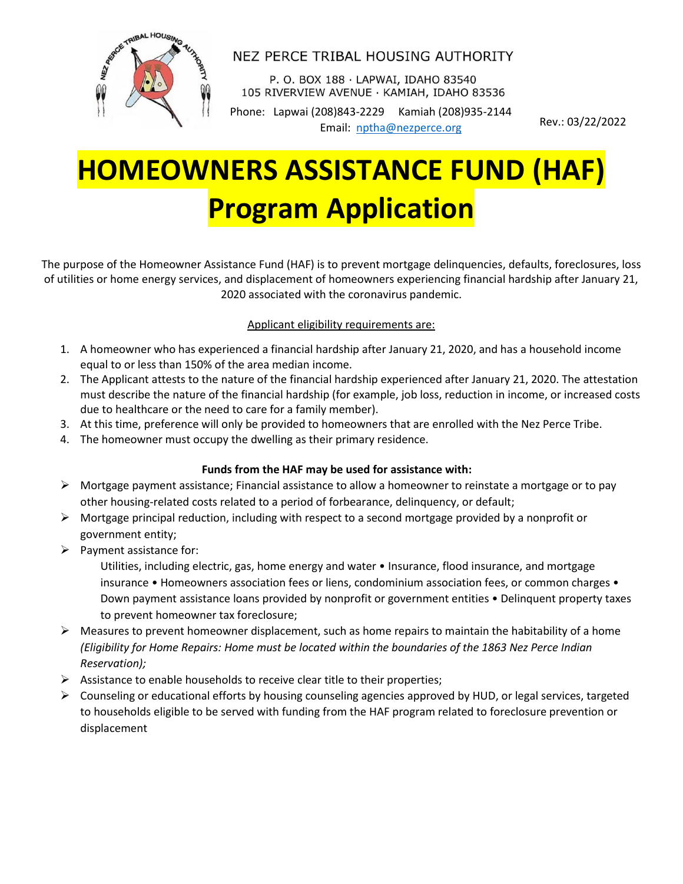NEZ PERCE TRIBAL HOUSING AUTHORITY

P. O. BOX 188 · LAPWAI, IDAHO 83540
105 RIVERVIEW AVENUE · KAMIAH, IDAHO 83536

Phone: Lapwai (208)843-2229 Kamiah (208)935-2144
Email: nptha@nezperce.org

Rev.: 03/22/2022

# HOMEOWNERS ASSISTANCE FUND (HAF) Program Application

The purpose of the Homeowner Assistance Fund (HAF) is to prevent mortgage delinquencies, defaults, foreclosures, loss of utilities or home energy services, and displacement of homeowners experiencing financial hardship after January 21, 2020 associated with the coronavirus pandemic.

Applicant eligibility requirements are:

1. A homeowner who has experienced a financial hardship after January 21, 2020, and has a household income equal to or less than 150% of the area median income.
2. The Applicant attests to the nature of the financial hardship experienced after January 21, 2020. The attestation must describe the nature of the financial hardship (for example, job loss, reduction in income, or increased costs due to healthcare or the need to care for a family member).
3. At this time, preference will only be provided to homeowners that are enrolled with the Nez Perce Tribe.
4. The homeowner must occupy the dwelling as their primary residence.

**Funds from the HAF may be used for assistance with:**

- Mortgage payment assistance; Financial assistance to allow a homeowner to reinstate a mortgage or to pay other housing-related costs related to a period of forbearance, delinquency, or default;
- Mortgage principal reduction, including with respect to a second mortgage provided by a nonprofit or government entity;
- Payment assistance for:
  Utilities, including electric, gas, home energy and water • Insurance, flood insurance, and mortgage insurance • Homeowners association fees or liens, condominium association fees, or common charges • Down payment assistance loans provided by nonprofit or government entities • Delinquent property taxes to prevent homeowner tax foreclosure;
- Measures to prevent homeowner displacement, such as home repairs to maintain the habitability of a home *(Eligibility for Home Repairs: Home must be located within the boundaries of the 1863 Nez Perce Indian Reservation);*
- Assistance to enable households to receive clear title to their properties;
- Counseling or educational efforts by housing counseling agencies approved by HUD, or legal services, targeted to households eligible to be served with funding from the HAF program related to foreclosure prevention or displacement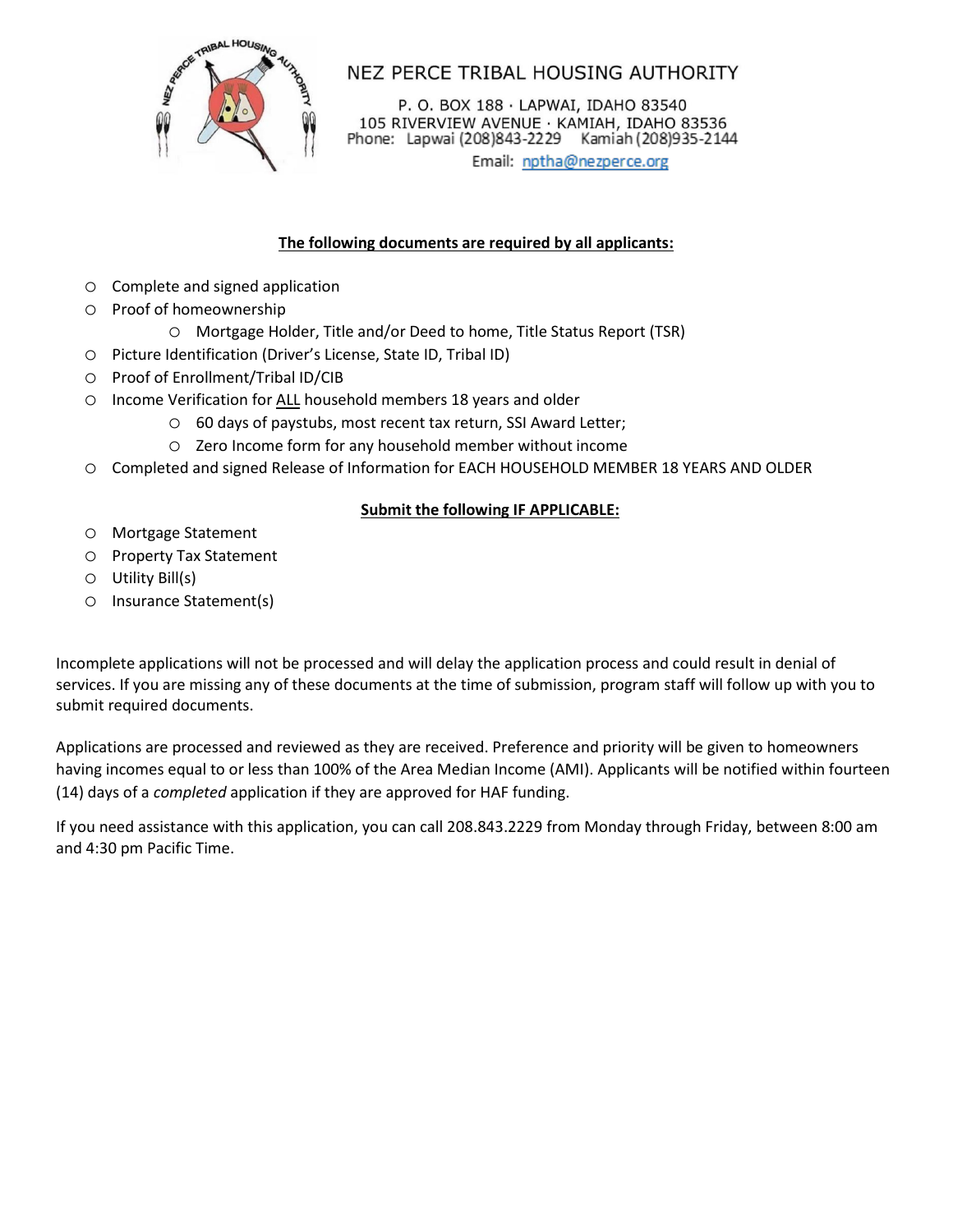# NEZ PERCE TRIBAL HOUSING AUTHORITY

P. O. BOX 188 · LAPWAI, IDAHO 83540
105 RIVERVIEW AVENUE · KAMIAH, IDAHO 83536
Phone: Lapwai (208)843-2229 Kamiah (208)935-2144
Email: nptha@nezperce.org

**The following documents are required by all applicants:**

- Complete and signed application
- Proof of homeownership
  - Mortgage Holder, Title and/or Deed to home, Title Status Report (TSR)
- Picture Identification (Driver's License, State ID, Tribal ID)
- Proof of Enrollment/Tribal ID/CIB
- Income Verification for ALL household members 18 years and older
  - 60 days of paystubs, most recent tax return, SSI Award Letter;
  - Zero Income form for any household member without income
- Completed and signed Release of Information for EACH HOUSEHOLD MEMBER 18 YEARS AND OLDER

**Submit the following IF APPLICABLE:**

- Mortgage Statement
- Property Tax Statement
- Utility Bill(s)
- Insurance Statement(s)

Incomplete applications will not be processed and will delay the application process and could result in denial of services. If you are missing any of these documents at the time of submission, program staff will follow up with you to submit required documents.

Applications are processed and reviewed as they are received. Preference and priority will be given to homeowners having incomes equal to or less than 100% of the Area Median Income (AMI). Applicants will be notified within fourteen (14) days of a *completed* application if they are approved for HAF funding.

If you need assistance with this application, you can call 208.843.2229 from Monday through Friday, between 8:00 am and 4:30 pm Pacific Time.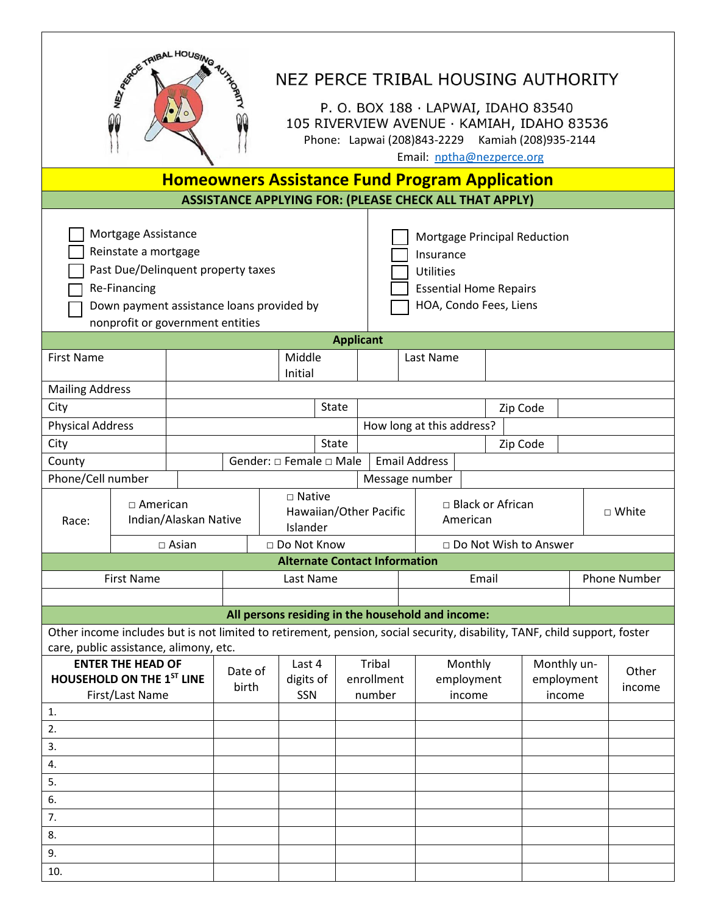# NEZ PERCE TRIBAL HOUSING AUTHORITY

P. O. BOX 188 · LAPWAI, IDAHO 83540
105 RIVERVIEW AVENUE · KAMIAH, IDAHO 83536
Phone: Lapwai (208)843-2229 Kamiah (208)935-2144
Email: nptha@nezperce.org

## Homeowners Assistance Fund Program Application

**ASSISTANCE APPLYING FOR: (PLEASE CHECK ALL THAT APPLY)**

- ☐ Mortgage Assistance
- ☐ Reinstate a mortgage
- ☐ Past Due/Delinquent property taxes
- ☐ Re-Financing
- ☐ Down payment assistance loans provided by nonprofit or government entities
- ☐ Mortgage Principal Reduction
- ☐ Insurance
- ☐ Utilities
- ☐ Essential Home Repairs
- ☐ HOA, Condo Fees, Liens

**Applicant**

| First Name | | Middle Initial | | Last Name | |
|---|---|---|---|---|---|
| Mailing Address | | | | | |
| City | | State | | Zip Code | |
| Physical Address | | How long at this address? | | | |
| City | | State | | Zip Code | |
| County | | Gender: □ Female □ Male | Email Address | | |
| Phone/Cell number | | Message number | | | |

| Race: | □ American Indian/Alaskan Native | □ Native Hawaiian/Other Pacific Islander | □ Black or African American | □ White |
|---|---|---|---|---|
| | □ Asian | □ Do Not Know | □ Do Not Wish to Answer | |

**Alternate Contact Information**

| First Name | Last Name | Email | Phone Number |
|---|---|---|---|
| | | | |

**All persons residing in the household and income:**

Other income includes but is not limited to retirement, pension, social security, disability, TANF, child support, foster care, public assistance, alimony, etc.

| **ENTER THE HEAD OF HOUSEHOLD ON THE 1ST LINE** First/Last Name | Date of birth | Last 4 digits of SSN | Tribal enrollment number | Monthly employment income | Monthly un-employment income | Other income |
|---|---|---|---|---|---|---|
| 1. | | | | | | |
| 2. | | | | | | |
| 3. | | | | | | |
| 4. | | | | | | |
| 5. | | | | | | |
| 6. | | | | | | |
| 7. | | | | | | |
| 8. | | | | | | |
| 9. | | | | | | |
| 10. | | | | | | |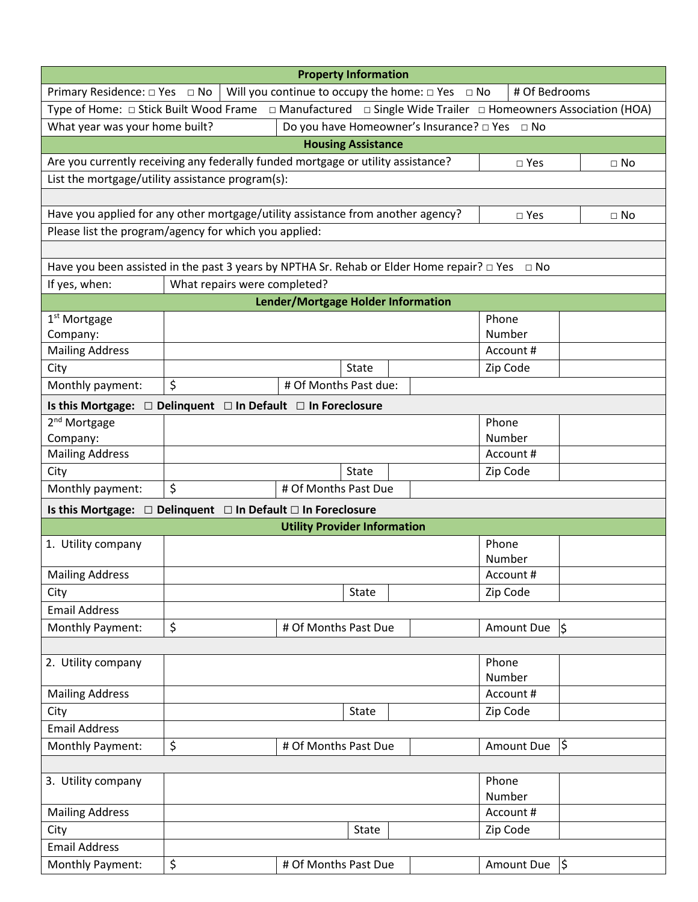## Property Information

| Primary Residence: □ Yes □ No | Will you continue to occupy the home: □ Yes □ No | # Of Bedrooms |
|---|---|---|
| Type of Home: □ Stick Built Wood Frame □ Manufactured □ Single Wide Trailer □ Homeowners Association (HOA) | | |
| What year was your home built? | Do you have Homeowner's Insurance? □ Yes □ No | |

## Housing Assistance

| Are you currently receiving any federally funded mortgage or utility assistance? | □ Yes | □ No |
|---|---|---|
| List the mortgage/utility assistance program(s): | | |
| | | |
| Have you applied for any other mortgage/utility assistance from another agency? | □ Yes | □ No |
| Please list the program/agency for which you applied: | | |
| | | |
| Have you been assisted in the past 3 years by NPTHA Sr. Rehab or Elder Home repair? □ Yes □ No | | |
| If yes, when: | What repairs were completed? | |

## Lender/Mortgage Holder Information

| 1st Mortgage Company: | | | | Phone Number | |
|---|---|---|---|---|---|
| Mailing Address | | | | Account # | |
| City | | State | | Zip Code | |
| Monthly payment: | $ | # Of Months Past due: | | | |

**Is this Mortgage: □ Delinquent □ In Default □ In Foreclosure**

| 2nd Mortgage Company: | | | | Phone Number | |
|---|---|---|---|---|---|
| Mailing Address | | | | Account # | |
| City | | State | | Zip Code | |
| Monthly payment: | $ | # Of Months Past Due | | | |

**Is this Mortgage: □ Delinquent □ In Default □ In Foreclosure**

## Utility Provider Information

| 1. Utility company | | | | Phone Number | |
|---|---|---|---|---|---|
| Mailing Address | | | | Account # | |
| City | | State | | Zip Code | |
| Email Address | | | | | |
| Monthly Payment: | $ | # Of Months Past Due | | Amount Due | $ |

| 2. Utility company | | | | Phone Number | |
|---|---|---|---|---|---|
| Mailing Address | | | | Account # | |
| City | | State | | Zip Code | |
| Email Address | | | | | |
| Monthly Payment: | $ | # Of Months Past Due | | Amount Due | $ |

| 3. Utility company | | | | Phone Number | |
|---|---|---|---|---|---|
| Mailing Address | | | | Account # | |
| City | | State | | Zip Code | |
| Email Address | | | | | |
| Monthly Payment: | $ | # Of Months Past Due | | Amount Due | $ |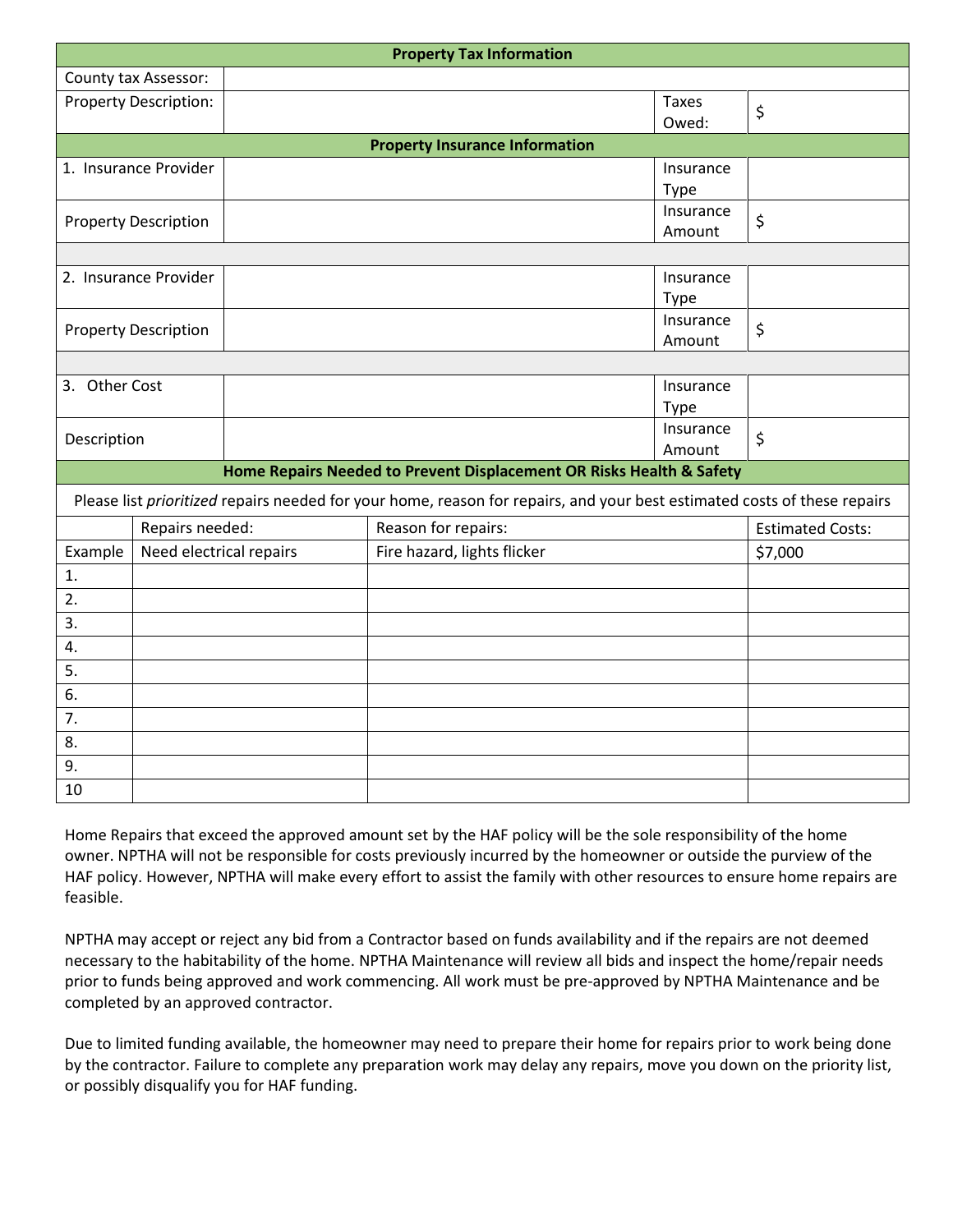| **Property Tax Information** | | | |
|---|---|---|---|
| County tax Assessor: | | | |
| Property Description: | | Taxes Owed: | $ |
| **Property Insurance Information** | | | |
| 1. Insurance Provider | | Insurance Type | |
| Property Description | | Insurance Amount | $ |
| | | | |
| 2. Insurance Provider | | Insurance Type | |
| Property Description | | Insurance Amount | $ |
| | | | |
| 3. Other Cost | | Insurance Type | |
| Description | | Insurance Amount | $ |

**Home Repairs Needed to Prevent Displacement OR Risks Health & Safety**

Please list *prioritized* repairs needed for your home, reason for repairs, and your best estimated costs of these repairs

| | Repairs needed: | Reason for repairs: | Estimated Costs: |
|---|---|---|---|
| Example | Need electrical repairs | Fire hazard, lights flicker | $7,000 |
| 1. | | | |
| 2. | | | |
| 3. | | | |
| 4. | | | |
| 5. | | | |
| 6. | | | |
| 7. | | | |
| 8. | | | |
| 9. | | | |
| 10 | | | |

Home Repairs that exceed the approved amount set by the HAF policy will be the sole responsibility of the home owner. NPTHA will not be responsible for costs previously incurred by the homeowner or outside the purview of the HAF policy. However, NPTHA will make every effort to assist the family with other resources to ensure home repairs are feasible.

NPTHA may accept or reject any bid from a Contractor based on funds availability and if the repairs are not deemed necessary to the habitability of the home. NPTHA Maintenance will review all bids and inspect the home/repair needs prior to funds being approved and work commencing. All work must be pre-approved by NPTHA Maintenance and be completed by an approved contractor.

Due to limited funding available, the homeowner may need to prepare their home for repairs prior to work being done by the contractor. Failure to complete any preparation work may delay any repairs, move you down on the priority list, or possibly disqualify you for HAF funding.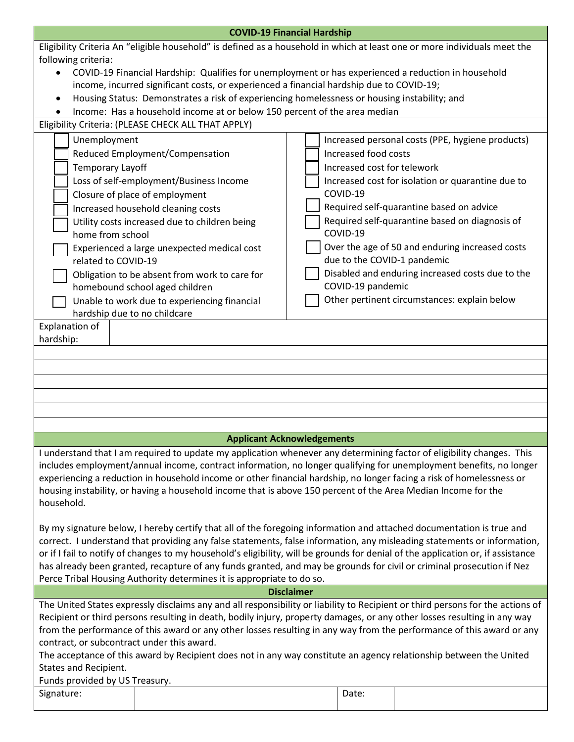## COVID-19 Financial Hardship

Eligibility Criteria An "eligible household" is defined as a household in which at least one or more individuals meet the following criteria:

- COVID-19 Financial Hardship: Qualifies for unemployment or has experienced a reduction in household income, incurred significant costs, or experienced a financial hardship due to COVID-19;
- Housing Status: Demonstrates a risk of experiencing homelessness or housing instability; and
- Income: Has a household income at or below 150 percent of the area median

Eligibility Criteria: (PLEASE CHECK ALL THAT APPLY)

| | |
|---|---|
| ☐ Unemployment | ☐ Increased personal costs (PPE, hygiene products) |
| ☐ Reduced Employment/Compensation | ☐ Increased food costs |
| ☐ Temporary Layoff | ☐ Increased cost for telework |
| ☐ Loss of self-employment/Business Income | ☐ Increased cost for isolation or quarantine due to COVID-19 |
| ☐ Closure of place of employment | ☐ Required self-quarantine based on advice |
| ☐ Increased household cleaning costs | ☐ Required self-quarantine based on diagnosis of COVID-19 |
| ☐ Utility costs increased due to children being home from school | ☐ Over the age of 50 and enduring increased costs due to the COVID-1 pandemic |
| ☐ Experienced a large unexpected medical cost related to COVID-19 | ☐ Disabled and enduring increased costs due to the COVID-19 pandemic |
| ☐ Obligation to be absent from work to care for homebound school aged children | ☐ Other pertinent circumstances: explain below |
| ☐ Unable to work due to experiencing financial hardship due to no childcare | |

Explanation of hardship: ______________________________

______________________________

______________________________

______________________________

______________________________

______________________________

______________________________

## Applicant Acknowledgements

I understand that I am required to update my application whenever any determining factor of eligibility changes. This includes employment/annual income, contract information, no longer qualifying for unemployment benefits, no longer experiencing a reduction in household income or other financial hardship, no longer facing a risk of homelessness or housing instability, or having a household income that is above 150 percent of the Area Median Income for the household.

By my signature below, I hereby certify that all of the foregoing information and attached documentation is true and correct. I understand that providing any false statements, false information, any misleading statements or information, or if I fail to notify of changes to my household's eligibility, will be grounds for denial of the application or, if assistance has already been granted, recapture of any funds granted, and may be grounds for civil or criminal prosecution if Nez Perce Tribal Housing Authority determines it is appropriate to do so.

## Disclaimer

The United States expressly disclaims any and all responsibility or liability to Recipient or third persons for the actions of Recipient or third persons resulting in death, bodily injury, property damages, or any other losses resulting in any way from the performance of this award or any other losses resulting in any way from the performance of this award or any contract, or subcontract under this award.

The acceptance of this award by Recipient does not in any way constitute an agency relationship between the United States and Recipient.

Funds provided by US Treasury.

| Signature: | | Date: | |
|---|---|---|---|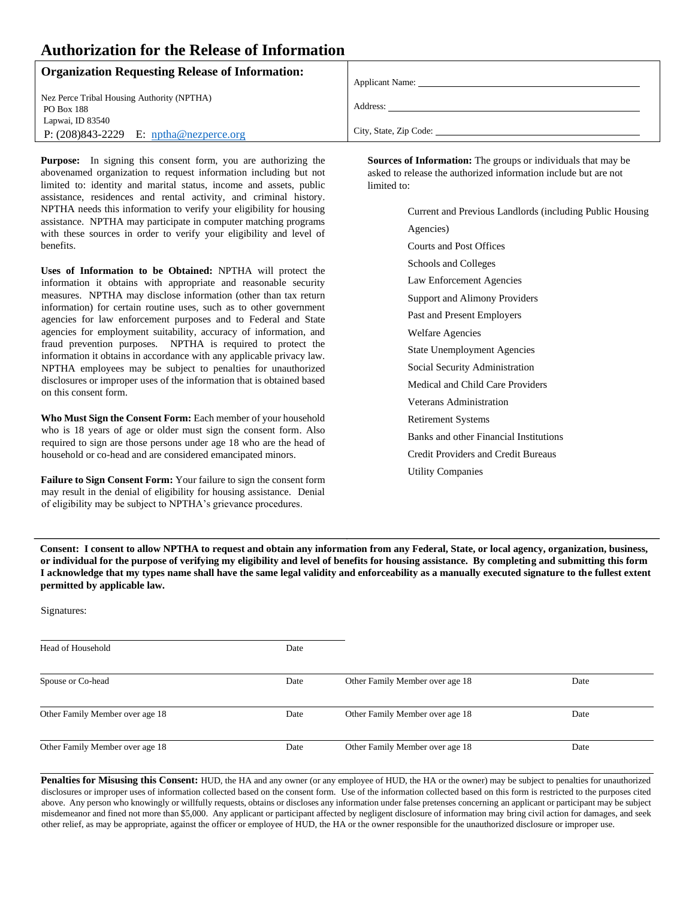# Authorization for the Release of Information

| **Organization Requesting Release of Information:** | |
|---|---|
| Nez Perce Tribal Housing Authority (NPTHA)<br>PO Box 188<br>Lapwai, ID 83540<br>P: (208)843-2229 E: nptha@nezperce.org | Applicant Name: ______________________<br>Address: ______________________<br>City, State, Zip Code: ______________________ |

**Purpose:** In signing this consent form, you are authorizing the abovenamed organization to request information including but not limited to: identity and marital status, income and assets, public assistance, residences and rental activity, and criminal history. NPTHA needs this information to verify your eligibility for housing assistance. NPTHA may participate in computer matching programs with these sources in order to verify your eligibility and level of benefits.

**Uses of Information to be Obtained:** NPTHA will protect the information it obtains with appropriate and reasonable security measures. NPTHA may disclose information (other than tax return information) for certain routine uses, such as to other government agencies for law enforcement purposes and to Federal and State agencies for employment suitability, accuracy of information, and fraud prevention purposes. NPTHA is required to protect the information it obtains in accordance with any applicable privacy law. NPTHA employees may be subject to penalties for unauthorized disclosures or improper uses of the information that is obtained based on this consent form.

**Who Must Sign the Consent Form:** Each member of your household who is 18 years of age or older must sign the consent form. Also required to sign are those persons under age 18 who are the head of household or co-head and are considered emancipated minors.

**Failure to Sign Consent Form:** Your failure to sign the consent form may result in the denial of eligibility for housing assistance. Denial of eligibility may be subject to NPTHA's grievance procedures.

**Sources of Information:** The groups or individuals that may be asked to release the authorized information include but are not limited to:

- Current and Previous Landlords (including Public Housing Agencies)
- Courts and Post Offices
- Schools and Colleges
- Law Enforcement Agencies
- Support and Alimony Providers
- Past and Present Employers
- Welfare Agencies
- State Unemployment Agencies
- Social Security Administration
- Medical and Child Care Providers
- Veterans Administration
- Retirement Systems
- Banks and other Financial Institutions
- Credit Providers and Credit Bureaus
- Utility Companies

**Consent: I consent to allow NPTHA to request and obtain any information from any Federal, State, or local agency, organization, business, or individual for the purpose of verifying my eligibility and level of benefits for housing assistance. By completing and submitting this form I acknowledge that my types name shall have the same legal validity and enforceability as a manually executed signature to the fullest extent permitted by applicable law.**

Signatures:

| | | | |
|---|---|---|---|
| Head of Household | Date | | |
| Spouse or Co-head | Date | Other Family Member over age 18 | Date |
| Other Family Member over age 18 | Date | Other Family Member over age 18 | Date |
| Other Family Member over age 18 | Date | Other Family Member over age 18 | Date |

**Penalties for Misusing this Consent:** HUD, the HA and any owner (or any employee of HUD, the HA or the owner) may be subject to penalties for unauthorized disclosures or improper uses of information collected based on the consent form. Use of the information collected based on this form is restricted to the purposes cited above. Any person who knowingly or willfully requests, obtains or discloses any information under false pretenses concerning an applicant or participant may be subject misdemeanor and fined not more than $5,000. Any applicant or participant affected by negligent disclosure of information may bring civil action for damages, and seek other relief, as may be appropriate, against the officer or employee of HUD, the HA or the owner responsible for the unauthorized disclosure or improper use.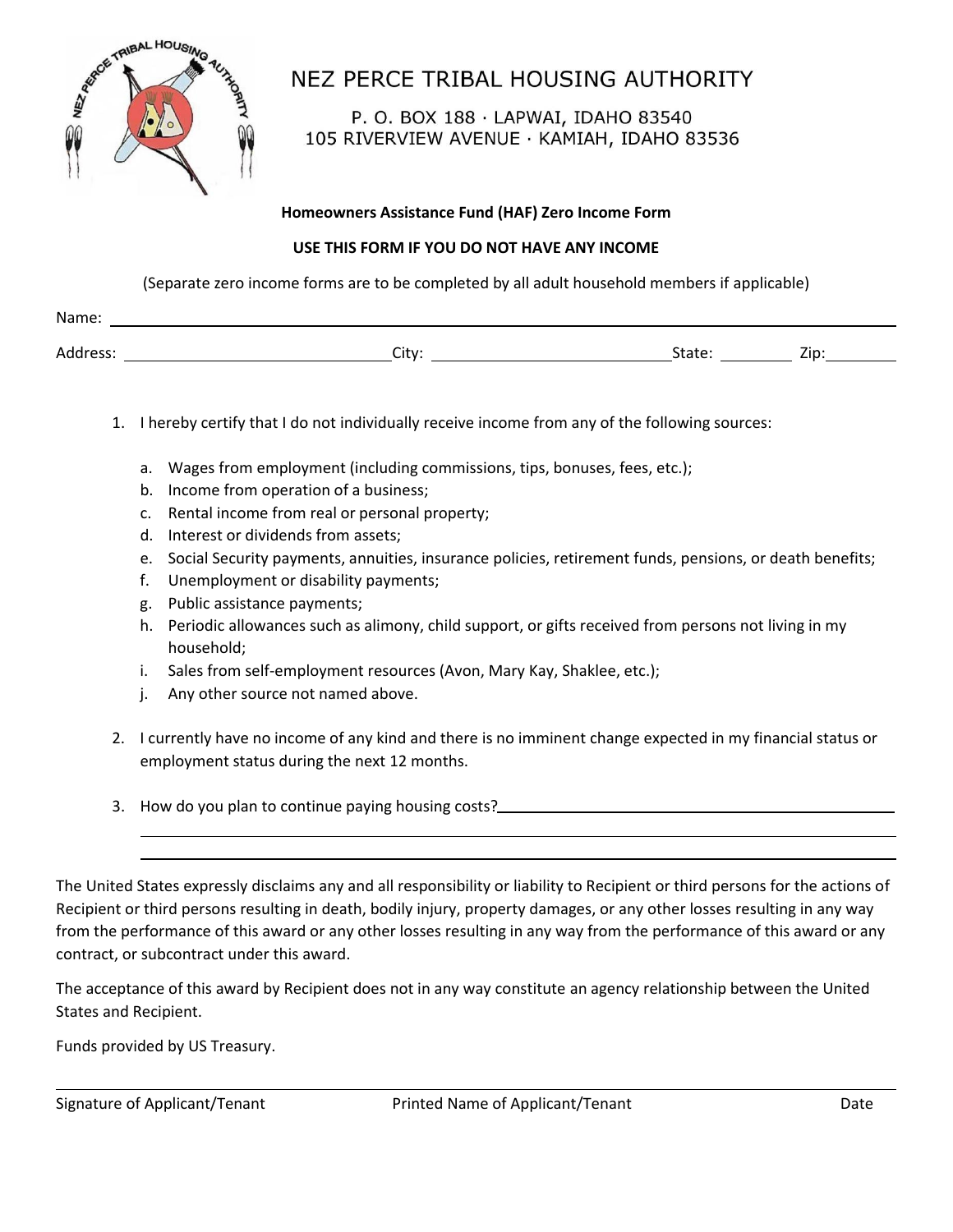# NEZ PERCE TRIBAL HOUSING AUTHORITY

P. O. BOX 188 · LAPWAI, IDAHO 83540
105 RIVERVIEW AVENUE · KAMIAH, IDAHO 83536

**Homeowners Assistance Fund (HAF) Zero Income Form**

**USE THIS FORM IF YOU DO NOT HAVE ANY INCOME**

(Separate zero income forms are to be completed by all adult household members if applicable)

Name: ______________________________________________

Address: ____________________ City: ____________________ State: ________ Zip: ________

1. I hereby certify that I do not individually receive income from any of the following sources:

   a. Wages from employment (including commissions, tips, bonuses, fees, etc.);
   b. Income from operation of a business;
   c. Rental income from real or personal property;
   d. Interest or dividends from assets;
   e. Social Security payments, annuities, insurance policies, retirement funds, pensions, or death benefits;
   f. Unemployment or disability payments;
   g. Public assistance payments;
   h. Periodic allowances such as alimony, child support, or gifts received from persons not living in my household;
   i. Sales from self-employment resources (Avon, Mary Kay, Shaklee, etc.);
   j. Any other source not named above.

2. I currently have no income of any kind and there is no imminent change expected in my financial status or employment status during the next 12 months.

3. How do you plan to continue paying housing costs? ______________________________________________

The United States expressly disclaims any and all responsibility or liability to Recipient or third persons for the actions of Recipient or third persons resulting in death, bodily injury, property damages, or any other losses resulting in any way from the performance of this award or any other losses resulting in any way from the performance of this award or any contract, or subcontract under this award.

The acceptance of this award by Recipient does not in any way constitute an agency relationship between the United States and Recipient.

Funds provided by US Treasury.

______________________________________________

Signature of Applicant/Tenant | Printed Name of Applicant/Tenant | Date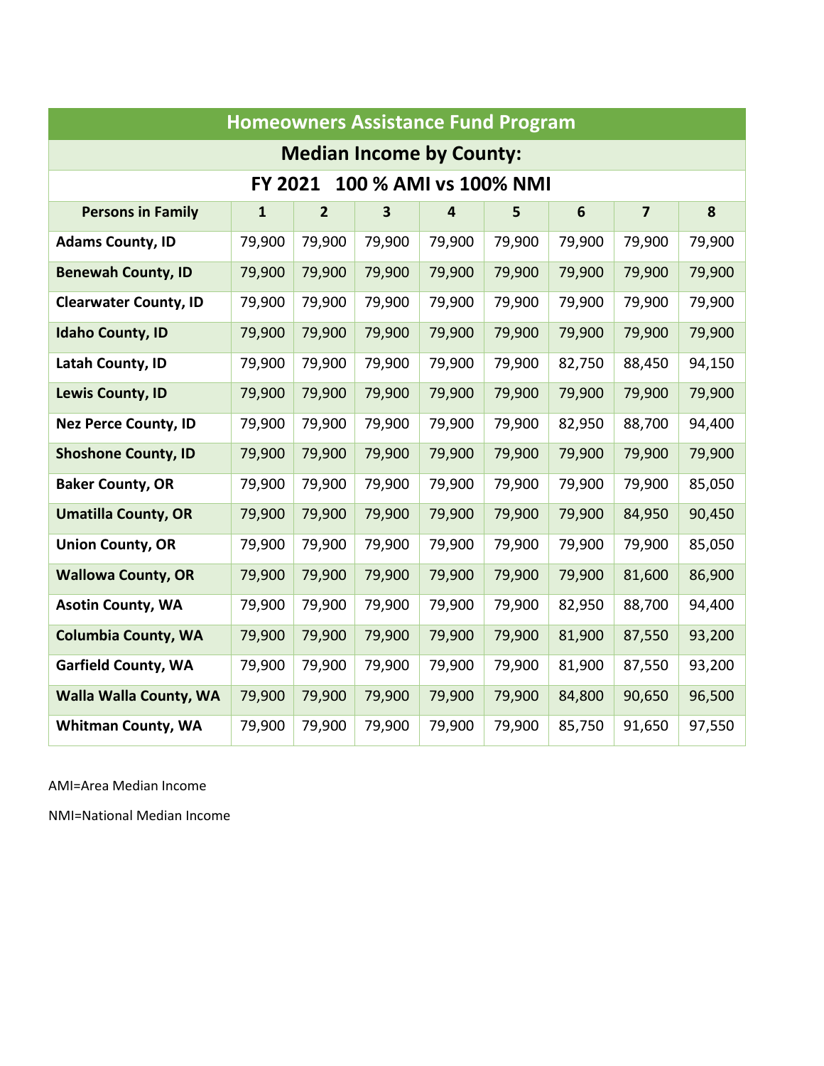| Homeowners Assistance Fund Program | | | | | | | | |
|---|---|---|---|---|---|---|---|---|
| **Median Income by County:** | | | | | | | | |
| **FY 2021 100 % AMI vs 100% NMI** | | | | | | | | |
| **Persons in Family** | **1** | **2** | **3** | **4** | **5** | **6** | **7** | **8** |
| **Adams County, ID** | 79,900 | 79,900 | 79,900 | 79,900 | 79,900 | 79,900 | 79,900 | 79,900 |
| **Benewah County, ID** | 79,900 | 79,900 | 79,900 | 79,900 | 79,900 | 79,900 | 79,900 | 79,900 |
| **Clearwater County, ID** | 79,900 | 79,900 | 79,900 | 79,900 | 79,900 | 79,900 | 79,900 | 79,900 |
| **Idaho County, ID** | 79,900 | 79,900 | 79,900 | 79,900 | 79,900 | 79,900 | 79,900 | 79,900 |
| **Latah County, ID** | 79,900 | 79,900 | 79,900 | 79,900 | 79,900 | 82,750 | 88,450 | 94,150 |
| **Lewis County, ID** | 79,900 | 79,900 | 79,900 | 79,900 | 79,900 | 79,900 | 79,900 | 79,900 |
| **Nez Perce County, ID** | 79,900 | 79,900 | 79,900 | 79,900 | 79,900 | 82,950 | 88,700 | 94,400 |
| **Shoshone County, ID** | 79,900 | 79,900 | 79,900 | 79,900 | 79,900 | 79,900 | 79,900 | 79,900 |
| **Baker County, OR** | 79,900 | 79,900 | 79,900 | 79,900 | 79,900 | 79,900 | 79,900 | 85,050 |
| **Umatilla County, OR** | 79,900 | 79,900 | 79,900 | 79,900 | 79,900 | 79,900 | 84,950 | 90,450 |
| **Union County, OR** | 79,900 | 79,900 | 79,900 | 79,900 | 79,900 | 79,900 | 79,900 | 85,050 |
| **Wallowa County, OR** | 79,900 | 79,900 | 79,900 | 79,900 | 79,900 | 79,900 | 81,600 | 86,900 |
| **Asotin County, WA** | 79,900 | 79,900 | 79,900 | 79,900 | 79,900 | 82,950 | 88,700 | 94,400 |
| **Columbia County, WA** | 79,900 | 79,900 | 79,900 | 79,900 | 79,900 | 81,900 | 87,550 | 93,200 |
| **Garfield County, WA** | 79,900 | 79,900 | 79,900 | 79,900 | 79,900 | 81,900 | 87,550 | 93,200 |
| **Walla Walla County, WA** | 79,900 | 79,900 | 79,900 | 79,900 | 79,900 | 84,800 | 90,650 | 96,500 |
| **Whitman County, WA** | 79,900 | 79,900 | 79,900 | 79,900 | 79,900 | 85,750 | 91,650 | 97,550 |

AMI=Area Median Income

NMI=National Median Income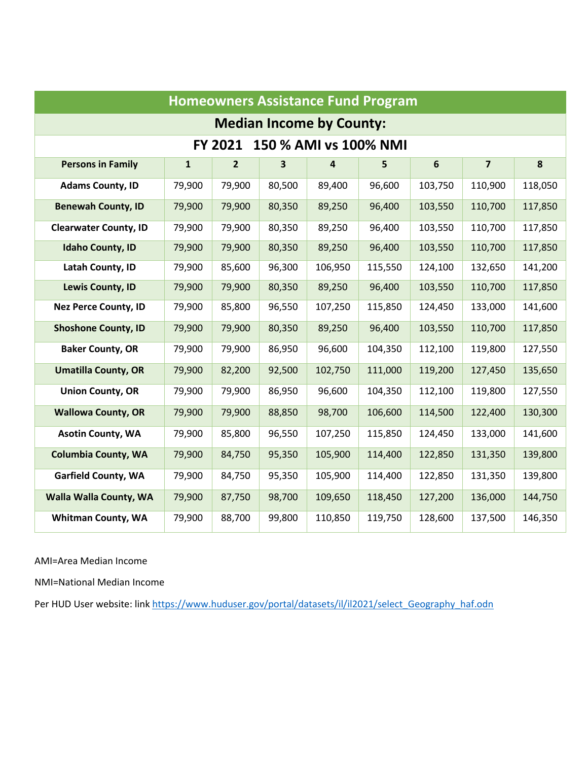## Homeowners Assistance Fund Program

### Median Income by County:

### FY 2021 150 % AMI vs 100% NMI

| Persons in Family | 1 | 2 | 3 | 4 | 5 | 6 | 7 | 8 |
|---|---|---|---|---|---|---|---|---|
| **Adams County, ID** | 79,900 | 79,900 | 80,500 | 89,400 | 96,600 | 103,750 | 110,900 | 118,050 |
| **Benewah County, ID** | 79,900 | 79,900 | 80,350 | 89,250 | 96,400 | 103,550 | 110,700 | 117,850 |
| **Clearwater County, ID** | 79,900 | 79,900 | 80,350 | 89,250 | 96,400 | 103,550 | 110,700 | 117,850 |
| **Idaho County, ID** | 79,900 | 79,900 | 80,350 | 89,250 | 96,400 | 103,550 | 110,700 | 117,850 |
| **Latah County, ID** | 79,900 | 85,600 | 96,300 | 106,950 | 115,550 | 124,100 | 132,650 | 141,200 |
| **Lewis County, ID** | 79,900 | 79,900 | 80,350 | 89,250 | 96,400 | 103,550 | 110,700 | 117,850 |
| **Nez Perce County, ID** | 79,900 | 85,800 | 96,550 | 107,250 | 115,850 | 124,450 | 133,000 | 141,600 |
| **Shoshone County, ID** | 79,900 | 79,900 | 80,350 | 89,250 | 96,400 | 103,550 | 110,700 | 117,850 |
| **Baker County, OR** | 79,900 | 79,900 | 86,950 | 96,600 | 104,350 | 112,100 | 119,800 | 127,550 |
| **Umatilla County, OR** | 79,900 | 82,200 | 92,500 | 102,750 | 111,000 | 119,200 | 127,450 | 135,650 |
| **Union County, OR** | 79,900 | 79,900 | 86,950 | 96,600 | 104,350 | 112,100 | 119,800 | 127,550 |
| **Wallowa County, OR** | 79,900 | 79,900 | 88,850 | 98,700 | 106,600 | 114,500 | 122,400 | 130,300 |
| **Asotin County, WA** | 79,900 | 85,800 | 96,550 | 107,250 | 115,850 | 124,450 | 133,000 | 141,600 |
| **Columbia County, WA** | 79,900 | 84,750 | 95,350 | 105,900 | 114,400 | 122,850 | 131,350 | 139,800 |
| **Garfield County, WA** | 79,900 | 84,750 | 95,350 | 105,900 | 114,400 | 122,850 | 131,350 | 139,800 |
| **Walla Walla County, WA** | 79,900 | 87,750 | 98,700 | 109,650 | 118,450 | 127,200 | 136,000 | 144,750 |
| **Whitman County, WA** | 79,900 | 88,700 | 99,800 | 110,850 | 119,750 | 128,600 | 137,500 | 146,350 |

AMI=Area Median Income

NMI=National Median Income

Per HUD User website: link https://www.huduser.gov/portal/datasets/il/il2021/select_Geography_haf.odn